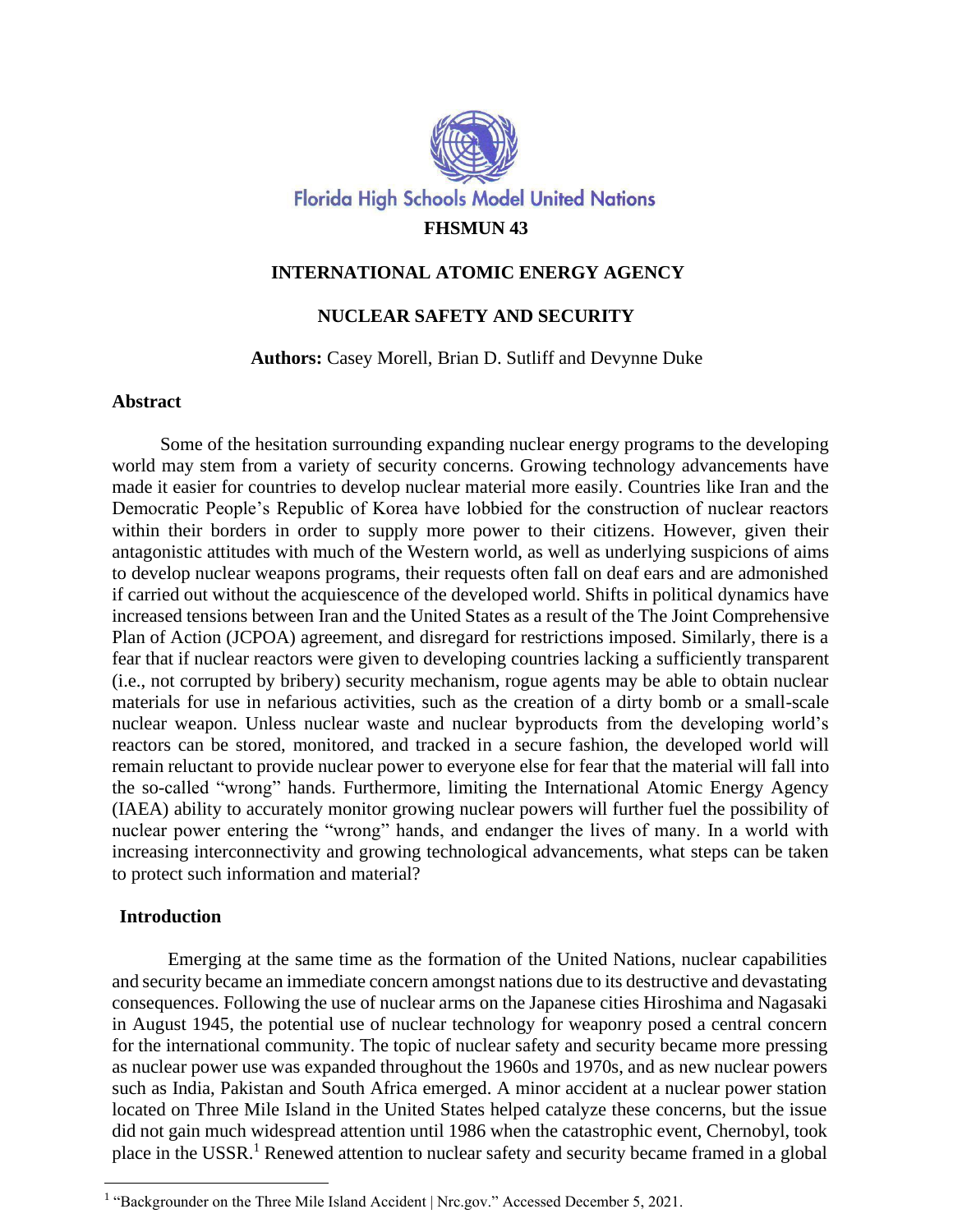Florida High Schools Model United Nations

**FHSMUN 43**

# INTERNATIONAL ATOMIC ENERGY AGENCY

## NUCLEAR SAFETY AND SECURITY

**Authors:** Casey Morell, Brian D. Sutliff and Devynne Duke

### Abstract

Some of the hesitation surrounding expanding nuclear energy programs to the developing world may stem from a variety of security concerns. Growing technology advancements have made it easier for countries to develop nuclear material more easily. Countries like Iran and the Democratic People's Republic of Korea have lobbied for the construction of nuclear reactors within their borders in order to supply more power to their citizens. However, given their antagonistic attitudes with much of the Western world, as well as underlying suspicions of aims to develop nuclear weapons programs, their requests often fall on deaf ears and are admonished if carried out without the acquiescence of the developed world. Shifts in political dynamics have increased tensions between Iran and the United States as a result of the The Joint Comprehensive Plan of Action (JCPOA) agreement, and disregard for restrictions imposed. Similarly, there is a fear that if nuclear reactors were given to developing countries lacking a sufficiently transparent (i.e., not corrupted by bribery) security mechanism, rogue agents may be able to obtain nuclear materials for use in nefarious activities, such as the creation of a dirty bomb or a small-scale nuclear weapon. Unless nuclear waste and nuclear byproducts from the developing world's reactors can be stored, monitored, and tracked in a secure fashion, the developed world will remain reluctant to provide nuclear power to everyone else for fear that the material will fall into the so-called "wrong" hands. Furthermore, limiting the International Atomic Energy Agency (IAEA) ability to accurately monitor growing nuclear powers will further fuel the possibility of nuclear power entering the "wrong" hands, and endanger the lives of many. In a world with increasing interconnectivity and growing technological advancements, what steps can be taken to protect such information and material?

### Introduction

Emerging at the same time as the formation of the United Nations, nuclear capabilities and security became an immediate concern amongst nations due to its destructive and devastating consequences. Following the use of nuclear arms on the Japanese cities Hiroshima and Nagasaki in August 1945, the potential use of nuclear technology for weaponry posed a central concern for the international community. The topic of nuclear safety and security became more pressing as nuclear power use was expanded throughout the 1960s and 1970s, and as new nuclear powers such as India, Pakistan and South Africa emerged. A minor accident at a nuclear power station located on Three Mile Island in the United States helped catalyze these concerns, but the issue did not gain much widespread attention until 1986 when the catastrophic event, Chernobyl, took place in the USSR.[1] Renewed attention to nuclear safety and security became framed in a global

[1] "Backgrounder on the Three Mile Island Accident | Nrc.gov." Accessed December 5, 2021.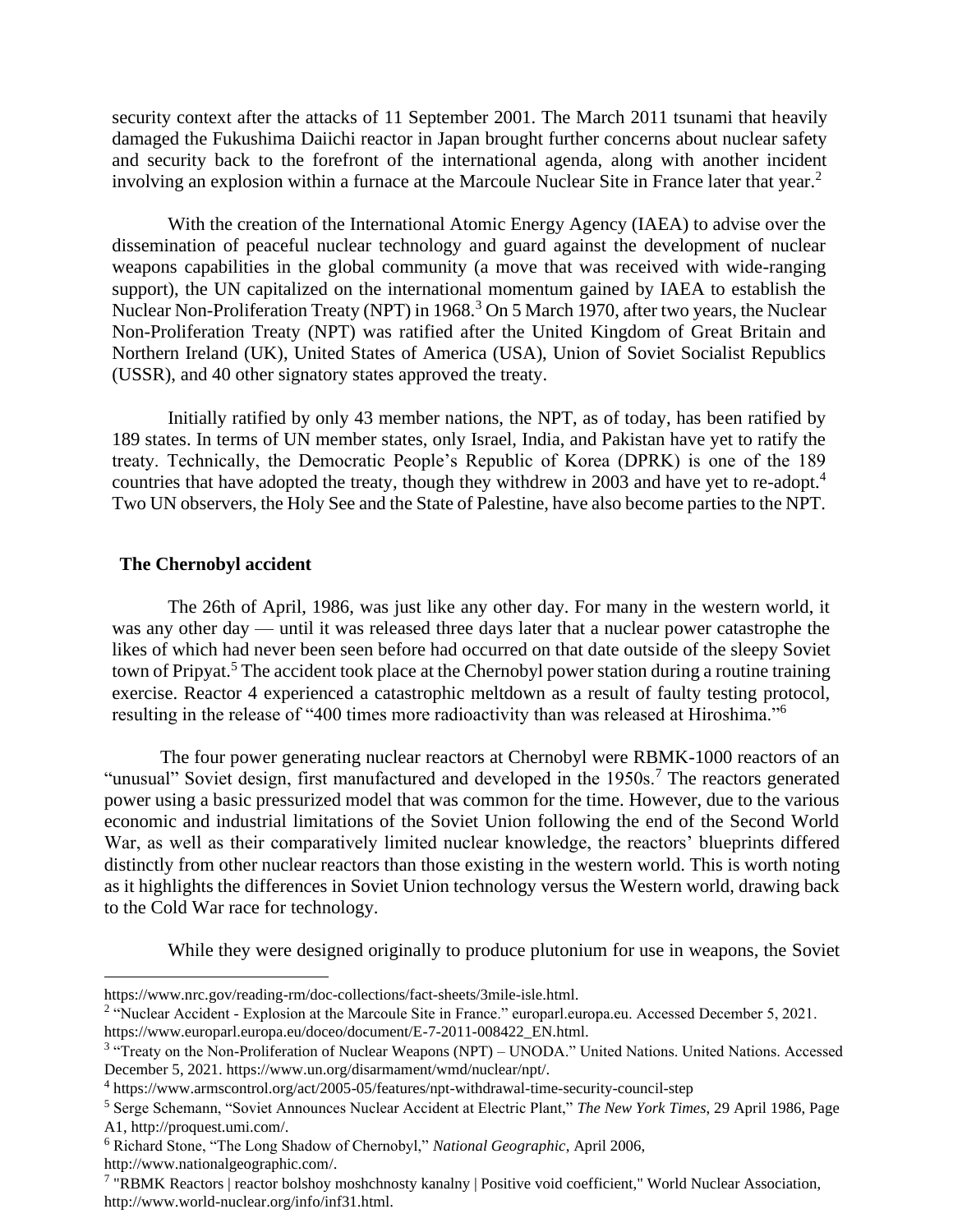security context after the attacks of 11 September 2001. The March 2011 tsunami that heavily damaged the Fukushima Daiichi reactor in Japan brought further concerns about nuclear safety and security back to the forefront of the international agenda, along with another incident involving an explosion within a furnace at the Marcoule Nuclear Site in France later that year.[2]

With the creation of the International Atomic Energy Agency (IAEA) to advise over the dissemination of peaceful nuclear technology and guard against the development of nuclear weapons capabilities in the global community (a move that was received with wide-ranging support), the UN capitalized on the international momentum gained by IAEA to establish the Nuclear Non-Proliferation Treaty (NPT) in 1968.[3] On 5 March 1970, after two years, the Nuclear Non-Proliferation Treaty (NPT) was ratified after the United Kingdom of Great Britain and Northern Ireland (UK), United States of America (USA), Union of Soviet Socialist Republics (USSR), and 40 other signatory states approved the treaty.

Initially ratified by only 43 member nations, the NPT, as of today, has been ratified by 189 states. In terms of UN member states, only Israel, India, and Pakistan have yet to ratify the treaty. Technically, the Democratic People's Republic of Korea (DPRK) is one of the 189 countries that have adopted the treaty, though they withdrew in 2003 and have yet to re-adopt.[4] Two UN observers, the Holy See and the State of Palestine, have also become parties to the NPT.

## The Chernobyl accident

The 26th of April, 1986, was just like any other day. For many in the western world, it was any other day — until it was released three days later that a nuclear power catastrophe the likes of which had never been seen before had occurred on that date outside of the sleepy Soviet town of Pripyat.[5] The accident took place at the Chernobyl power station during a routine training exercise. Reactor 4 experienced a catastrophic meltdown as a result of faulty testing protocol, resulting in the release of "400 times more radioactivity than was released at Hiroshima."[6]

The four power generating nuclear reactors at Chernobyl were RBMK-1000 reactors of an "unusual" Soviet design, first manufactured and developed in the 1950s.[7] The reactors generated power using a basic pressurized model that was common for the time. However, due to the various economic and industrial limitations of the Soviet Union following the end of the Second World War, as well as their comparatively limited nuclear knowledge, the reactors' blueprints differed distinctly from other nuclear reactors than those existing in the western world. This is worth noting as it highlights the differences in Soviet Union technology versus the Western world, drawing back to the Cold War race for technology.

While they were designed originally to produce plutonium for use in weapons, the Soviet

---

https://www.nrc.gov/reading-rm/doc-collections/fact-sheets/3mile-isle.html.

[2] "Nuclear Accident - Explosion at the Marcoule Site in France." europarl.europa.eu. Accessed December 5, 2021. https://www.europarl.europa.eu/doceo/document/E-7-2011-008422_EN.html.

[3] "Treaty on the Non-Proliferation of Nuclear Weapons (NPT) – UNODA." United Nations. United Nations. Accessed December 5, 2021. https://www.un.org/disarmament/wmd/nuclear/npt/.

[4] https://www.armscontrol.org/act/2005-05/features/npt-withdrawal-time-security-council-step

[5] Serge Schemann, "Soviet Announces Nuclear Accident at Electric Plant," *The New York Times*, 29 April 1986, Page A1, http://proquest.umi.com/.

[6] Richard Stone, "The Long Shadow of Chernobyl," *National Geographic*, April 2006, http://www.nationalgeographic.com/.

[7] "RBMK Reactors | reactor bolshoy moshchnosty kanalny | Positive void coefficient," World Nuclear Association, http://www.world-nuclear.org/info/inf31.html.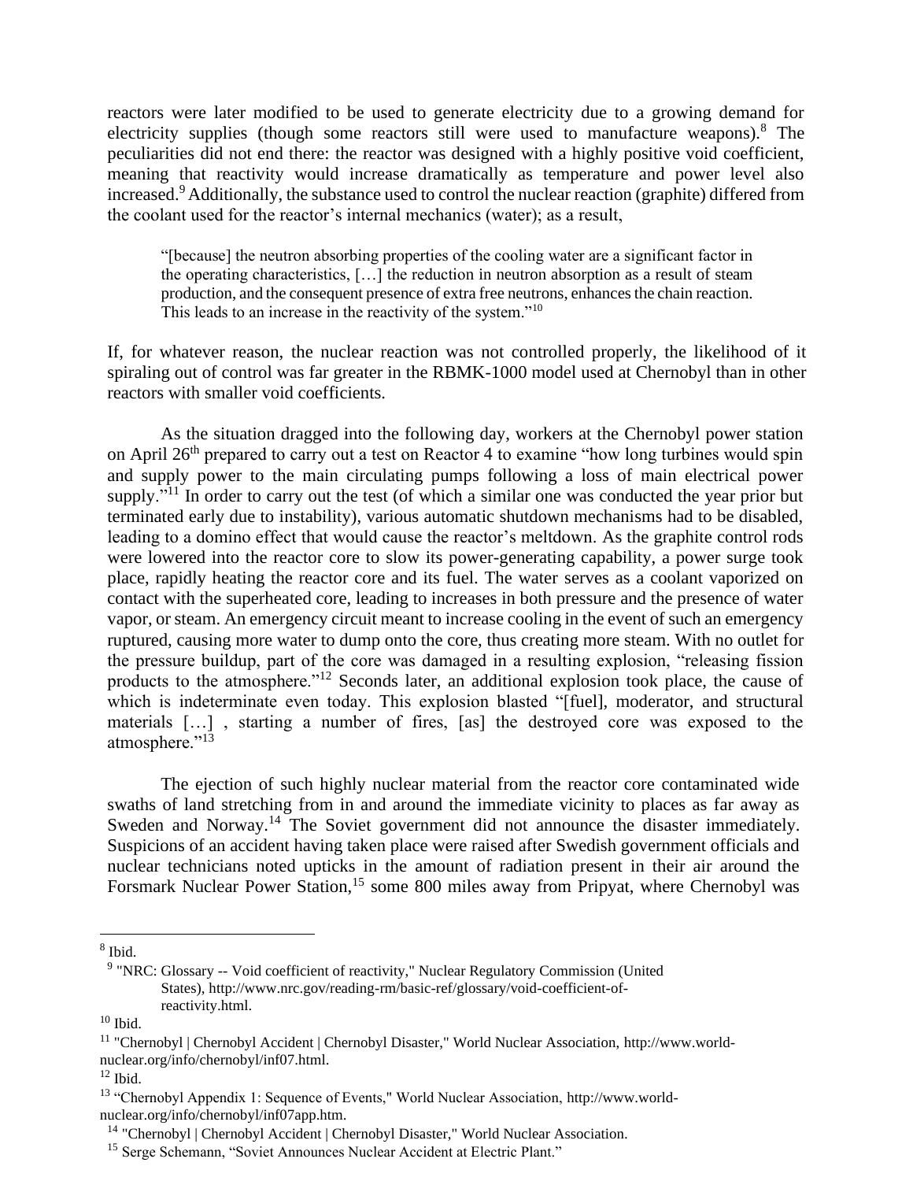reactors were later modified to be used to generate electricity due to a growing demand for electricity supplies (though some reactors still were used to manufacture weapons).[8] The peculiarities did not end there: the reactor was designed with a highly positive void coefficient, meaning that reactivity would increase dramatically as temperature and power level also increased.[9] Additionally, the substance used to control the nuclear reaction (graphite) differed from the coolant used for the reactor's internal mechanics (water); as a result,

> "[because] the neutron absorbing properties of the cooling water are a significant factor in the operating characteristics, […] the reduction in neutron absorption as a result of steam production, and the consequent presence of extra free neutrons, enhances the chain reaction. This leads to an increase in the reactivity of the system."[10]

If, for whatever reason, the nuclear reaction was not controlled properly, the likelihood of it spiraling out of control was far greater in the RBMK-1000 model used at Chernobyl than in other reactors with smaller void coefficients.

As the situation dragged into the following day, workers at the Chernobyl power station on April 26th prepared to carry out a test on Reactor 4 to examine "how long turbines would spin and supply power to the main circulating pumps following a loss of main electrical power supply."[11] In order to carry out the test (of which a similar one was conducted the year prior but terminated early due to instability), various automatic shutdown mechanisms had to be disabled, leading to a domino effect that would cause the reactor's meltdown. As the graphite control rods were lowered into the reactor core to slow its power-generating capability, a power surge took place, rapidly heating the reactor core and its fuel. The water serves as a coolant vaporized on contact with the superheated core, leading to increases in both pressure and the presence of water vapor, or steam. An emergency circuit meant to increase cooling in the event of such an emergency ruptured, causing more water to dump onto the core, thus creating more steam. With no outlet for the pressure buildup, part of the core was damaged in a resulting explosion, "releasing fission products to the atmosphere."[12] Seconds later, an additional explosion took place, the cause of which is indeterminate even today. This explosion blasted "[fuel], moderator, and structural materials […] , starting a number of fires, [as] the destroyed core was exposed to the atmosphere."[13]

The ejection of such highly nuclear material from the reactor core contaminated wide swaths of land stretching from in and around the immediate vicinity to places as far away as Sweden and Norway.[14] The Soviet government did not announce the disaster immediately. Suspicions of an accident having taken place were raised after Swedish government officials and nuclear technicians noted upticks in the amount of radiation present in their air around the Forsmark Nuclear Power Station,[15] some 800 miles away from Pripyat, where Chernobyl was

---

[8] Ibid.

[9] "NRC: Glossary -- Void coefficient of reactivity," Nuclear Regulatory Commission (United States), http://www.nrc.gov/reading-rm/basic-ref/glossary/void-coefficient-of-reactivity.html.

[10] Ibid.

[11] "Chernobyl | Chernobyl Accident | Chernobyl Disaster," World Nuclear Association, http://www.world-nuclear.org/info/chernobyl/inf07.html.

[12] Ibid.

[13] "Chernobyl Appendix 1: Sequence of Events," World Nuclear Association, http://www.world-nuclear.org/info/chernobyl/inf07app.htm.

[14] "Chernobyl | Chernobyl Accident | Chernobyl Disaster," World Nuclear Association.

[15] Serge Schemann, "Soviet Announces Nuclear Accident at Electric Plant."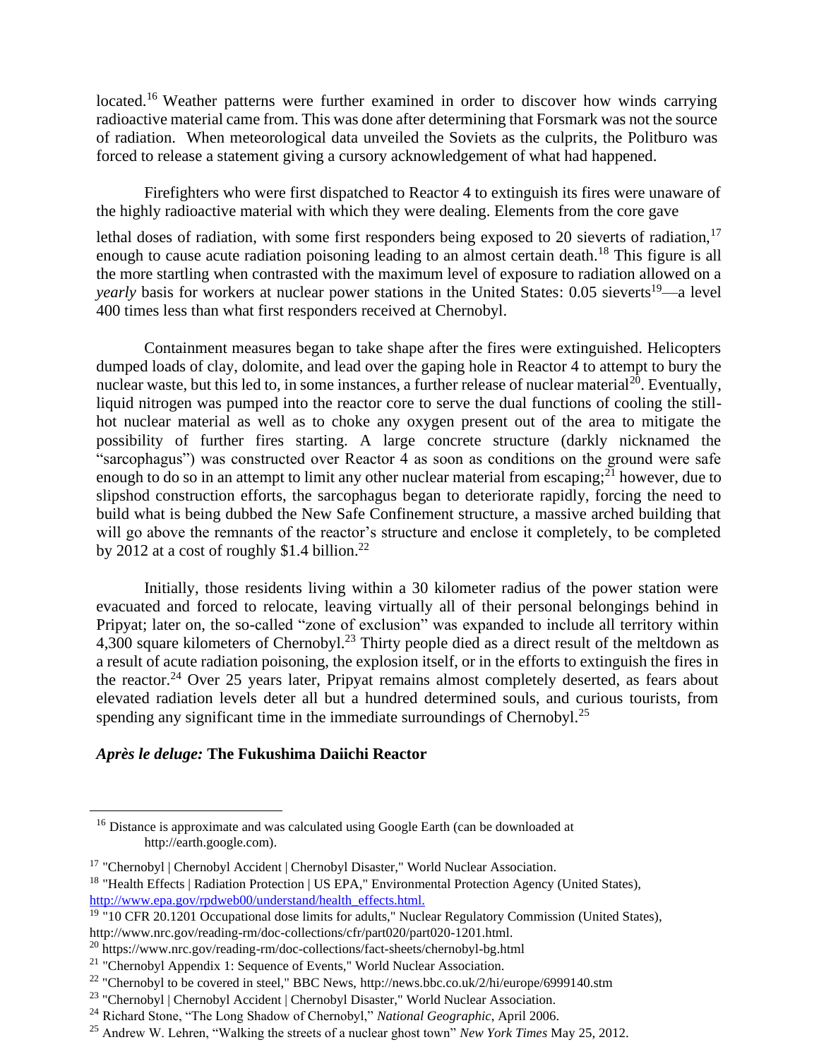located.[16] Weather patterns were further examined in order to discover how winds carrying radioactive material came from. This was done after determining that Forsmark was not the source of radiation. When meteorological data unveiled the Soviets as the culprits, the Politburo was forced to release a statement giving a cursory acknowledgement of what had happened.

Firefighters who were first dispatched to Reactor 4 to extinguish its fires were unaware of the highly radioactive material with which they were dealing. Elements from the core gave lethal doses of radiation, with some first responders being exposed to 20 sieverts of radiation,[17] enough to cause acute radiation poisoning leading to an almost certain death.[18] This figure is all the more startling when contrasted with the maximum level of exposure to radiation allowed on a *yearly* basis for workers at nuclear power stations in the United States: 0.05 sieverts[19]—a level 400 times less than what first responders received at Chernobyl.

Containment measures began to take shape after the fires were extinguished. Helicopters dumped loads of clay, dolomite, and lead over the gaping hole in Reactor 4 to attempt to bury the nuclear waste, but this led to, in some instances, a further release of nuclear material[20]. Eventually, liquid nitrogen was pumped into the reactor core to serve the dual functions of cooling the still-hot nuclear material as well as to choke any oxygen present out of the area to mitigate the possibility of further fires starting. A large concrete structure (darkly nicknamed the "sarcophagus") was constructed over Reactor 4 as soon as conditions on the ground were safe enough to do so in an attempt to limit any other nuclear material from escaping;[21] however, due to slipshod construction efforts, the sarcophagus began to deteriorate rapidly, forcing the need to build what is being dubbed the New Safe Confinement structure, a massive arched building that will go above the remnants of the reactor's structure and enclose it completely, to be completed by 2012 at a cost of roughly $1.4 billion.[22]

Initially, those residents living within a 30 kilometer radius of the power station were evacuated and forced to relocate, leaving virtually all of their personal belongings behind in Pripyat; later on, the so-called "zone of exclusion" was expanded to include all territory within 4,300 square kilometers of Chernobyl.[23] Thirty people died as a direct result of the meltdown as a result of acute radiation poisoning, the explosion itself, or in the efforts to extinguish the fires in the reactor.[24] Over 25 years later, Pripyat remains almost completely deserted, as fears about elevated radiation levels deter all but a hundred determined souls, and curious tourists, from spending any significant time in the immediate surroundings of Chernobyl.[25]

### *Après le deluge:* **The Fukushima Daiichi Reactor**

---

[16] Distance is approximate and was calculated using Google Earth (can be downloaded at http://earth.google.com).

[17] "Chernobyl | Chernobyl Accident | Chernobyl Disaster," World Nuclear Association.

[18] "Health Effects | Radiation Protection | US EPA," Environmental Protection Agency (United States), http://www.epa.gov/rpdweb00/understand/health_effects.html.

[19] "10 CFR 20.1201 Occupational dose limits for adults," Nuclear Regulatory Commission (United States), http://www.nrc.gov/reading-rm/doc-collections/cfr/part020/part020-1201.html.

[20] https://www.nrc.gov/reading-rm/doc-collections/fact-sheets/chernobyl-bg.html

[21] "Chernobyl Appendix 1: Sequence of Events," World Nuclear Association.

[22] "Chernobyl to be covered in steel," BBC News, http://news.bbc.co.uk/2/hi/europe/6999140.stm

[23] "Chernobyl | Chernobyl Accident | Chernobyl Disaster," World Nuclear Association.

[24] Richard Stone, "The Long Shadow of Chernobyl," *National Geographic*, April 2006.

[25] Andrew W. Lehren, "Walking the streets of a nuclear ghost town" *New York Times* May 25, 2012.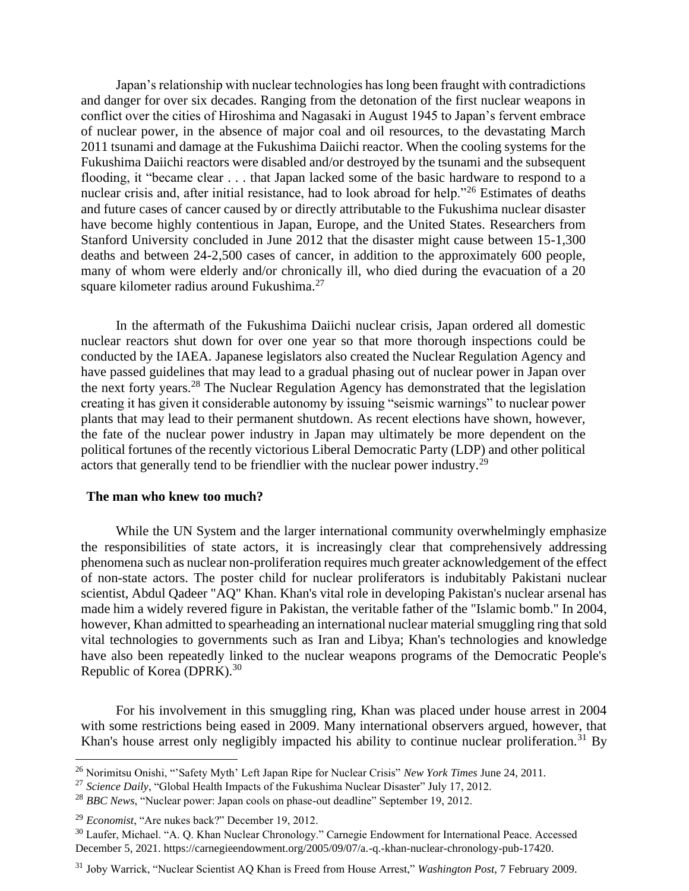Japan's relationship with nuclear technologies has long been fraught with contradictions and danger for over six decades. Ranging from the detonation of the first nuclear weapons in conflict over the cities of Hiroshima and Nagasaki in August 1945 to Japan's fervent embrace of nuclear power, in the absence of major coal and oil resources, to the devastating March 2011 tsunami and damage at the Fukushima Daiichi reactor. When the cooling systems for the Fukushima Daiichi reactors were disabled and/or destroyed by the tsunami and the subsequent flooding, it "became clear . . . that Japan lacked some of the basic hardware to respond to a nuclear crisis and, after initial resistance, had to look abroad for help."[26] Estimates of deaths and future cases of cancer caused by or directly attributable to the Fukushima nuclear disaster have become highly contentious in Japan, Europe, and the United States. Researchers from Stanford University concluded in June 2012 that the disaster might cause between 15-1,300 deaths and between 24-2,500 cases of cancer, in addition to the approximately 600 people, many of whom were elderly and/or chronically ill, who died during the evacuation of a 20 square kilometer radius around Fukushima.[27]

In the aftermath of the Fukushima Daiichi nuclear crisis, Japan ordered all domestic nuclear reactors shut down for over one year so that more thorough inspections could be conducted by the IAEA. Japanese legislators also created the Nuclear Regulation Agency and have passed guidelines that may lead to a gradual phasing out of nuclear power in Japan over the next forty years.[28] The Nuclear Regulation Agency has demonstrated that the legislation creating it has given it considerable autonomy by issuing "seismic warnings" to nuclear power plants that may lead to their permanent shutdown. As recent elections have shown, however, the fate of the nuclear power industry in Japan may ultimately be more dependent on the political fortunes of the recently victorious Liberal Democratic Party (LDP) and other political actors that generally tend to be friendlier with the nuclear power industry.[29]

**The man who knew too much?**

While the UN System and the larger international community overwhelmingly emphasize the responsibilities of state actors, it is increasingly clear that comprehensively addressing phenomena such as nuclear non-proliferation requires much greater acknowledgement of the effect of non-state actors. The poster child for nuclear proliferators is indubitably Pakistani nuclear scientist, Abdul Qadeer "AQ" Khan. Khan's vital role in developing Pakistan's nuclear arsenal has made him a widely revered figure in Pakistan, the veritable father of the "Islamic bomb." In 2004, however, Khan admitted to spearheading an international nuclear material smuggling ring that sold vital technologies to governments such as Iran and Libya; Khan's technologies and knowledge have also been repeatedly linked to the nuclear weapons programs of the Democratic People's Republic of Korea (DPRK).[30]

For his involvement in this smuggling ring, Khan was placed under house arrest in 2004 with some restrictions being eased in 2009. Many international observers argued, however, that Khan's house arrest only negligibly impacted his ability to continue nuclear proliferation.[31] By

---

[26] Norimitsu Onishi, "'Safety Myth' Left Japan Ripe for Nuclear Crisis" *New York Times* June 24, 2011.

[27] *Science Daily*, "Global Health Impacts of the Fukushima Nuclear Disaster" July 17, 2012.

[28] *BBC News*, "Nuclear power: Japan cools on phase-out deadline" September 19, 2012.

[29] *Economist*, "Are nukes back?" December 19, 2012.

[30] Laufer, Michael. "A. Q. Khan Nuclear Chronology." Carnegie Endowment for International Peace. Accessed December 5, 2021. https://carnegieendowment.org/2005/09/07/a.-q.-khan-nuclear-chronology-pub-17420.

[31] Joby Warrick, "Nuclear Scientist AQ Khan is Freed from House Arrest," *Washington Post*, 7 February 2009.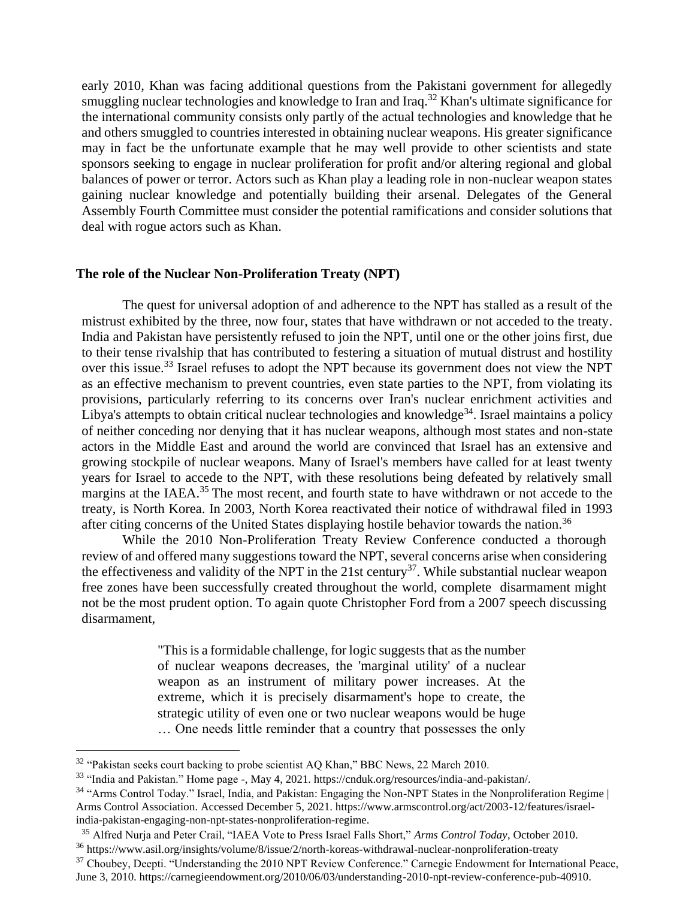early 2010, Khan was facing additional questions from the Pakistani government for allegedly smuggling nuclear technologies and knowledge to Iran and Iraq.[32] Khan's ultimate significance for the international community consists only partly of the actual technologies and knowledge that he and others smuggled to countries interested in obtaining nuclear weapons. His greater significance may in fact be the unfortunate example that he may well provide to other scientists and state sponsors seeking to engage in nuclear proliferation for profit and/or altering regional and global balances of power or terror. Actors such as Khan play a leading role in non-nuclear weapon states gaining nuclear knowledge and potentially building their arsenal. Delegates of the General Assembly Fourth Committee must consider the potential ramifications and consider solutions that deal with rogue actors such as Khan.

## The role of the Nuclear Non-Proliferation Treaty (NPT)

The quest for universal adoption of and adherence to the NPT has stalled as a result of the mistrust exhibited by the three, now four, states that have withdrawn or not acceded to the treaty. India and Pakistan have persistently refused to join the NPT, until one or the other joins first, due to their tense rivalship that has contributed to festering a situation of mutual distrust and hostility over this issue.[33] Israel refuses to adopt the NPT because its government does not view the NPT as an effective mechanism to prevent countries, even state parties to the NPT, from violating its provisions, particularly referring to its concerns over Iran's nuclear enrichment activities and Libya's attempts to obtain critical nuclear technologies and knowledge[34]. Israel maintains a policy of neither conceding nor denying that it has nuclear weapons, although most states and non-state actors in the Middle East and around the world are convinced that Israel has an extensive and growing stockpile of nuclear weapons. Many of Israel's members have called for at least twenty years for Israel to accede to the NPT, with these resolutions being defeated by relatively small margins at the IAEA.[35] The most recent, and fourth state to have withdrawn or not accede to the treaty, is North Korea. In 2003, North Korea reactivated their notice of withdrawal filed in 1993 after citing concerns of the United States displaying hostile behavior towards the nation.[36]

While the 2010 Non-Proliferation Treaty Review Conference conducted a thorough review of and offered many suggestions toward the NPT, several concerns arise when considering the effectiveness and validity of the NPT in the 21st century[37]. While substantial nuclear weapon free zones have been successfully created throughout the world, complete disarmament might not be the most prudent option. To again quote Christopher Ford from a 2007 speech discussing disarmament,

> "This is a formidable challenge, for logic suggests that as the number of nuclear weapons decreases, the 'marginal utility' of a nuclear weapon as an instrument of military power increases. At the extreme, which it is precisely disarmament's hope to create, the strategic utility of even one or two nuclear weapons would be huge … One needs little reminder that a country that possesses the only

---

[32] "Pakistan seeks court backing to probe scientist AQ Khan," BBC News, 22 March 2010.

[33] "India and Pakistan." Home page -, May 4, 2021. https://cnduk.org/resources/india-and-pakistan/.

[34] "Arms Control Today." Israel, India, and Pakistan: Engaging the Non-NPT States in the Nonproliferation Regime | Arms Control Association. Accessed December 5, 2021. https://www.armscontrol.org/act/2003-12/features/israel-india-pakistan-engaging-non-npt-states-nonproliferation-regime.

[35] Alfred Nurja and Peter Crail, "IAEA Vote to Press Israel Falls Short," *Arms Control Today*, October 2010.

[36] https://www.asil.org/insights/volume/8/issue/2/north-koreas-withdrawal-nuclear-nonproliferation-treaty

[37] Choubey, Deepti. "Understanding the 2010 NPT Review Conference." Carnegie Endowment for International Peace, June 3, 2010. https://carnegieendowment.org/2010/06/03/understanding-2010-npt-review-conference-pub-40910.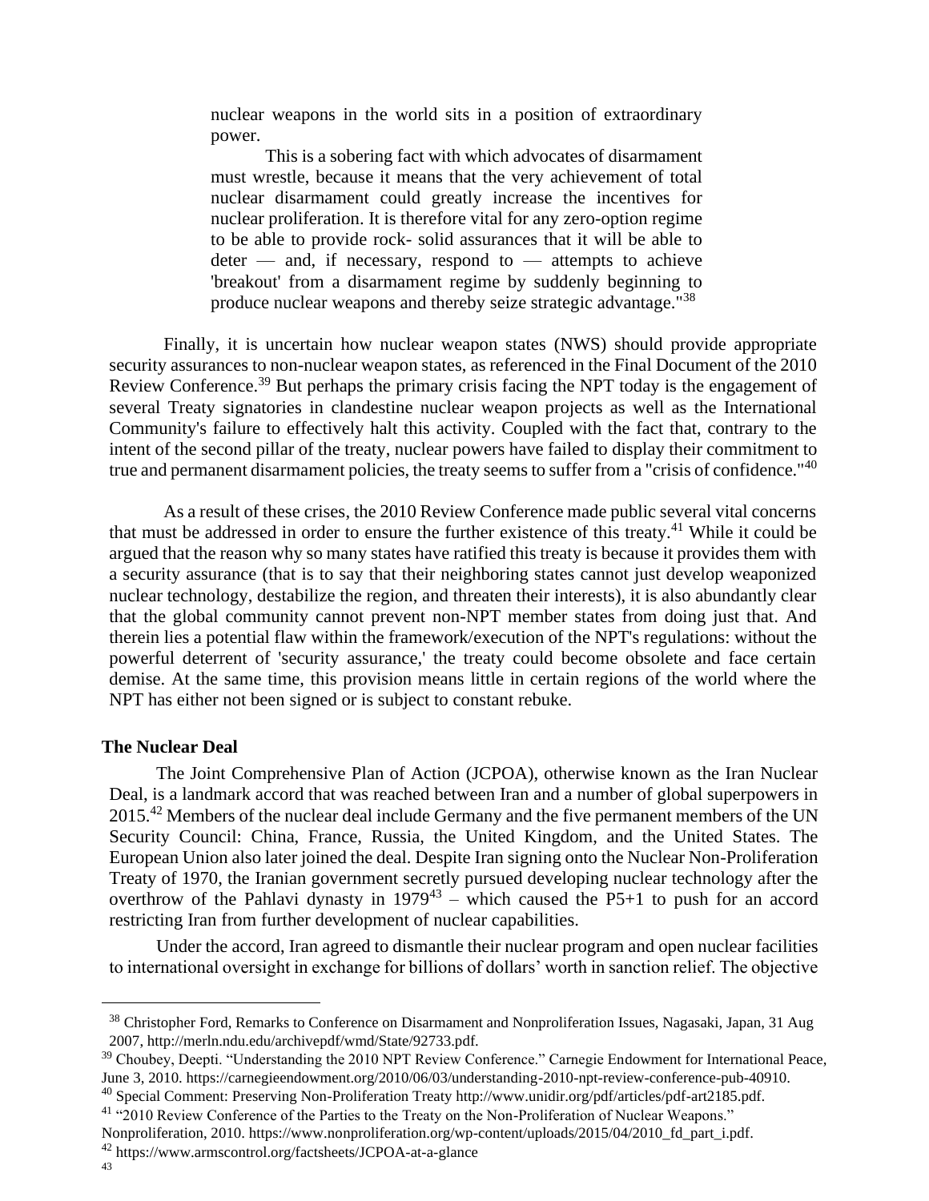> nuclear weapons in the world sits in a position of extraordinary power.
>
> This is a sobering fact with which advocates of disarmament must wrestle, because it means that the very achievement of total nuclear disarmament could greatly increase the incentives for nuclear proliferation. It is therefore vital for any zero-option regime to be able to provide rock- solid assurances that it will be able to deter — and, if necessary, respond to — attempts to achieve 'breakout' from a disarmament regime by suddenly beginning to produce nuclear weapons and thereby seize strategic advantage."[38]

Finally, it is uncertain how nuclear weapon states (NWS) should provide appropriate security assurances to non-nuclear weapon states, as referenced in the Final Document of the 2010 Review Conference.[39] But perhaps the primary crisis facing the NPT today is the engagement of several Treaty signatories in clandestine nuclear weapon projects as well as the International Community's failure to effectively halt this activity. Coupled with the fact that, contrary to the intent of the second pillar of the treaty, nuclear powers have failed to display their commitment to true and permanent disarmament policies, the treaty seems to suffer from a "crisis of confidence."[40]

As a result of these crises, the 2010 Review Conference made public several vital concerns that must be addressed in order to ensure the further existence of this treaty.[41] While it could be argued that the reason why so many states have ratified this treaty is because it provides them with a security assurance (that is to say that their neighboring states cannot just develop weaponized nuclear technology, destabilize the region, and threaten their interests), it is also abundantly clear that the global community cannot prevent non-NPT member states from doing just that. And therein lies a potential flaw within the framework/execution of the NPT's regulations: without the powerful deterrent of 'security assurance,' the treaty could become obsolete and face certain demise. At the same time, this provision means little in certain regions of the world where the NPT has either not been signed or is subject to constant rebuke.

**The Nuclear Deal**

The Joint Comprehensive Plan of Action (JCPOA), otherwise known as the Iran Nuclear Deal, is a landmark accord that was reached between Iran and a number of global superpowers in 2015.[42] Members of the nuclear deal include Germany and the five permanent members of the UN Security Council: China, France, Russia, the United Kingdom, and the United States. The European Union also later joined the deal. Despite Iran signing onto the Nuclear Non-Proliferation Treaty of 1970, the Iranian government secretly pursued developing nuclear technology after the overthrow of the Pahlavi dynasty in 1979[43] – which caused the P5+1 to push for an accord restricting Iran from further development of nuclear capabilities.

Under the accord, Iran agreed to dismantle their nuclear program and open nuclear facilities to international oversight in exchange for billions of dollars' worth in sanction relief. The objective

---

[38] Christopher Ford, Remarks to Conference on Disarmament and Nonproliferation Issues, Nagasaki, Japan, 31 Aug 2007, http://merln.ndu.edu/archivepdf/wmd/State/92733.pdf.

[39] Choubey, Deepti. "Understanding the 2010 NPT Review Conference." Carnegie Endowment for International Peace, June 3, 2010. https://carnegieendowment.org/2010/06/03/understanding-2010-npt-review-conference-pub-40910.

[40] Special Comment: Preserving Non-Proliferation Treaty http://www.unidir.org/pdf/articles/pdf-art2185.pdf.

[41] "2010 Review Conference of the Parties to the Treaty on the Non-Proliferation of Nuclear Weapons." Nonproliferation, 2010. https://www.nonproliferation.org/wp-content/uploads/2015/04/2010_fd_part_i.pdf.

[42] https://www.armscontrol.org/factsheets/JCPOA-at-a-glance

[43]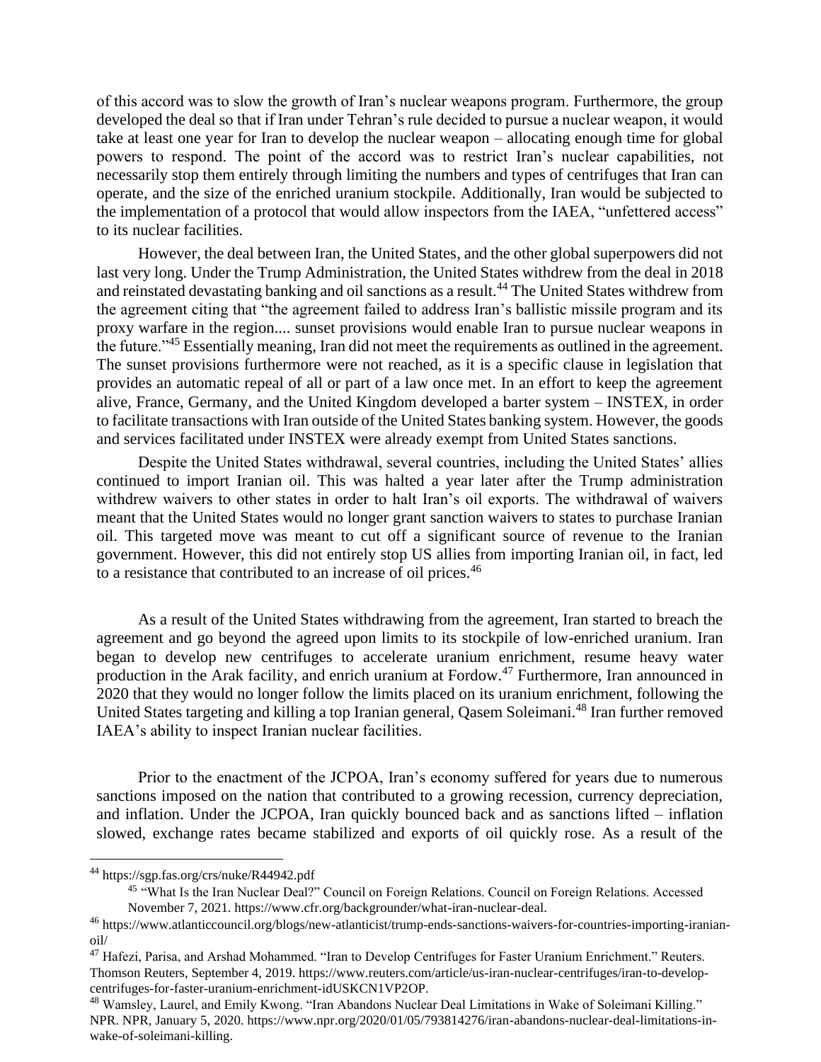of this accord was to slow the growth of Iran's nuclear weapons program. Furthermore, the group developed the deal so that if Iran under Tehran's rule decided to pursue a nuclear weapon, it would take at least one year for Iran to develop the nuclear weapon – allocating enough time for global powers to respond. The point of the accord was to restrict Iran's nuclear capabilities, not necessarily stop them entirely through limiting the numbers and types of centrifuges that Iran can operate, and the size of the enriched uranium stockpile. Additionally, Iran would be subjected to the implementation of a protocol that would allow inspectors from the IAEA, "unfettered access" to its nuclear facilities.

However, the deal between Iran, the United States, and the other global superpowers did not last very long. Under the Trump Administration, the United States withdrew from the deal in 2018 and reinstated devastating banking and oil sanctions as a result.[44] The United States withdrew from the agreement citing that "the agreement failed to address Iran's ballistic missile program and its proxy warfare in the region.... sunset provisions would enable Iran to pursue nuclear weapons in the future."[45] Essentially meaning, Iran did not meet the requirements as outlined in the agreement. The sunset provisions furthermore were not reached, as it is a specific clause in legislation that provides an automatic repeal of all or part of a law once met. In an effort to keep the agreement alive, France, Germany, and the United Kingdom developed a barter system – INSTEX, in order to facilitate transactions with Iran outside of the United States banking system. However, the goods and services facilitated under INSTEX were already exempt from United States sanctions.

Despite the United States withdrawal, several countries, including the United States' allies continued to import Iranian oil. This was halted a year later after the Trump administration withdrew waivers to other states in order to halt Iran's oil exports. The withdrawal of waivers meant that the United States would no longer grant sanction waivers to states to purchase Iranian oil. This targeted move was meant to cut off a significant source of revenue to the Iranian government. However, this did not entirely stop US allies from importing Iranian oil, in fact, led to a resistance that contributed to an increase of oil prices.[46]

As a result of the United States withdrawing from the agreement, Iran started to breach the agreement and go beyond the agreed upon limits to its stockpile of low-enriched uranium. Iran began to develop new centrifuges to accelerate uranium enrichment, resume heavy water production in the Arak facility, and enrich uranium at Fordow.[47] Furthermore, Iran announced in 2020 that they would no longer follow the limits placed on its uranium enrichment, following the United States targeting and killing a top Iranian general, Qasem Soleimani.[48] Iran further removed IAEA's ability to inspect Iranian nuclear facilities.

Prior to the enactment of the JCPOA, Iran's economy suffered for years due to numerous sanctions imposed on the nation that contributed to a growing recession, currency depreciation, and inflation. Under the JCPOA, Iran quickly bounced back and as sanctions lifted – inflation slowed, exchange rates became stabilized and exports of oil quickly rose. As a result of the

---

[44] https://sgp.fas.org/crs/nuke/R44942.pdf

[45] "What Is the Iran Nuclear Deal?" Council on Foreign Relations. Council on Foreign Relations. Accessed November 7, 2021. https://www.cfr.org/backgrounder/what-iran-nuclear-deal.

[46] https://www.atlanticcouncil.org/blogs/new-atlanticist/trump-ends-sanctions-waivers-for-countries-importing-iranian-oil/

[47] Hafezi, Parisa, and Arshad Mohammed. "Iran to Develop Centrifuges for Faster Uranium Enrichment." Reuters. Thomson Reuters, September 4, 2019. https://www.reuters.com/article/us-iran-nuclear-centrifuges/iran-to-develop-centrifuges-for-faster-uranium-enrichment-idUSKCN1VP2OP.

[48] Wamsley, Laurel, and Emily Kwong. "Iran Abandons Nuclear Deal Limitations in Wake of Soleimani Killing." NPR. NPR, January 5, 2020. https://www.npr.org/2020/01/05/793814276/iran-abandons-nuclear-deal-limitations-in-wake-of-soleimani-killing.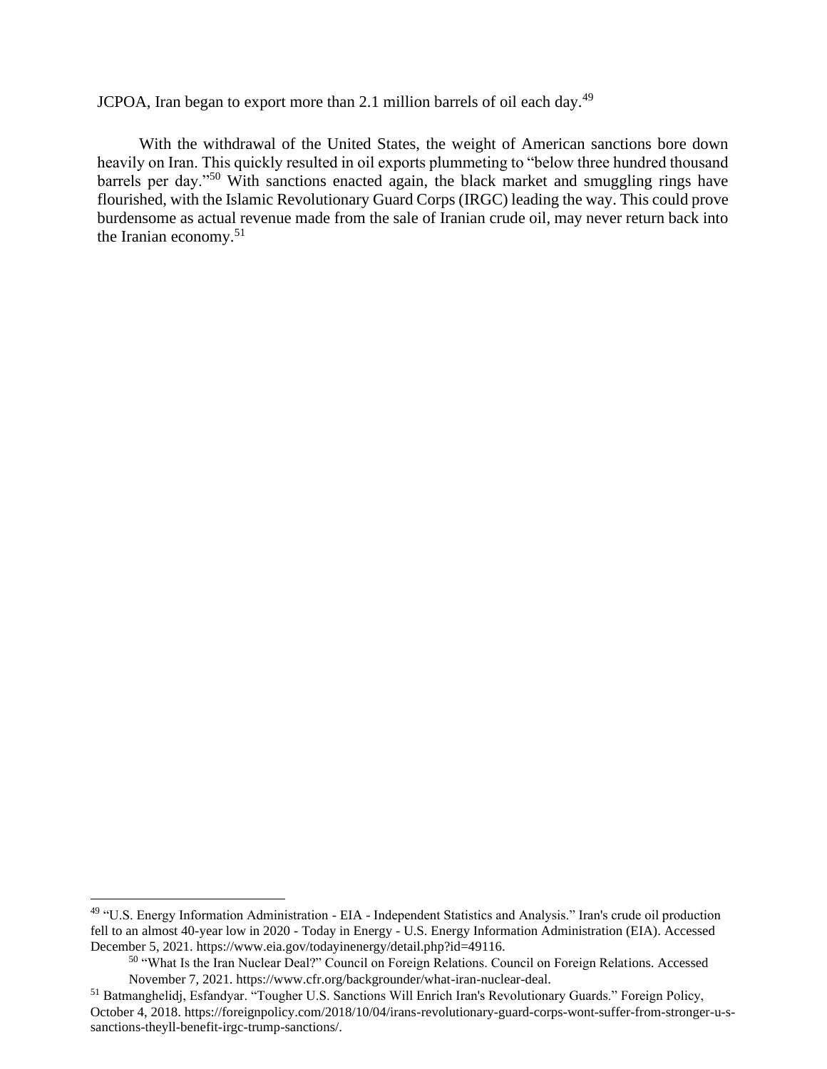JCPOA, Iran began to export more than 2.1 million barrels of oil each day.[49]

With the withdrawal of the United States, the weight of American sanctions bore down heavily on Iran. This quickly resulted in oil exports plummeting to "below three hundred thousand barrels per day."[50] With sanctions enacted again, the black market and smuggling rings have flourished, with the Islamic Revolutionary Guard Corps (IRGC) leading the way. This could prove burdensome as actual revenue made from the sale of Iranian crude oil, may never return back into the Iranian economy.[51]

---

[49] "U.S. Energy Information Administration - EIA - Independent Statistics and Analysis." Iran's crude oil production fell to an almost 40-year low in 2020 - Today in Energy - U.S. Energy Information Administration (EIA). Accessed December 5, 2021. https://www.eia.gov/todayinenergy/detail.php?id=49116.

[50] "What Is the Iran Nuclear Deal?" Council on Foreign Relations. Council on Foreign Relations. Accessed November 7, 2021. https://www.cfr.org/backgrounder/what-iran-nuclear-deal.

[51] Batmanghelidj, Esfandyar. "Tougher U.S. Sanctions Will Enrich Iran's Revolutionary Guards." Foreign Policy, October 4, 2018. https://foreignpolicy.com/2018/10/04/irans-revolutionary-guard-corps-wont-suffer-from-stronger-u-s-sanctions-theyll-benefit-irgc-trump-sanctions/.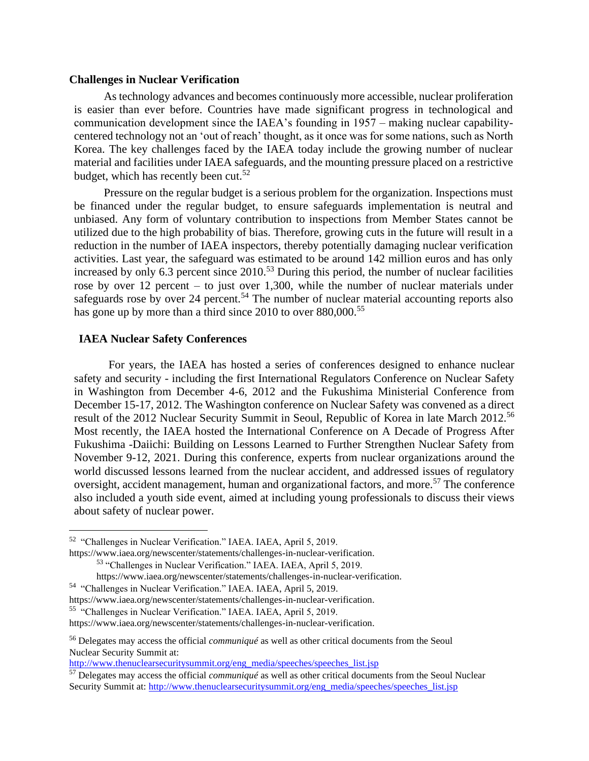**Challenges in Nuclear Verification**

As technology advances and becomes continuously more accessible, nuclear proliferation is easier than ever before. Countries have made significant progress in technological and communication development since the IAEA's founding in 1957 – making nuclear capability-centered technology not an 'out of reach' thought, as it once was for some nations, such as North Korea. The key challenges faced by the IAEA today include the growing number of nuclear material and facilities under IAEA safeguards, and the mounting pressure placed on a restrictive budget, which has recently been cut.[52]

Pressure on the regular budget is a serious problem for the organization. Inspections must be financed under the regular budget, to ensure safeguards implementation is neutral and unbiased. Any form of voluntary contribution to inspections from Member States cannot be utilized due to the high probability of bias. Therefore, growing cuts in the future will result in a reduction in the number of IAEA inspectors, thereby potentially damaging nuclear verification activities. Last year, the safeguard was estimated to be around 142 million euros and has only increased by only 6.3 percent since 2010.[53] During this period, the number of nuclear facilities rose by over 12 percent – to just over 1,300, while the number of nuclear materials under safeguards rose by over 24 percent.[54] The number of nuclear material accounting reports also has gone up by more than a third since 2010 to over 880,000.[55]

**IAEA Nuclear Safety Conferences**

For years, the IAEA has hosted a series of conferences designed to enhance nuclear safety and security - including the first International Regulators Conference on Nuclear Safety in Washington from December 4-6, 2012 and the Fukushima Ministerial Conference from December 15-17, 2012. The Washington conference on Nuclear Safety was convened as a direct result of the 2012 Nuclear Security Summit in Seoul, Republic of Korea in late March 2012.[56] Most recently, the IAEA hosted the International Conference on A Decade of Progress After Fukushima -Daiichi: Building on Lessons Learned to Further Strengthen Nuclear Safety from November 9-12, 2021. During this conference, experts from nuclear organizations around the world discussed lessons learned from the nuclear accident, and addressed issues of regulatory oversight, accident management, human and organizational factors, and more.[57] The conference also included a youth side event, aimed at including young professionals to discuss their views about safety of nuclear power.

---

[52] "Challenges in Nuclear Verification." IAEA. IAEA, April 5, 2019. https://www.iaea.org/newscenter/statements/challenges-in-nuclear-verification.

[53] "Challenges in Nuclear Verification." IAEA. IAEA, April 5, 2019. https://www.iaea.org/newscenter/statements/challenges-in-nuclear-verification.

[54] "Challenges in Nuclear Verification." IAEA. IAEA, April 5, 2019. https://www.iaea.org/newscenter/statements/challenges-in-nuclear-verification.

[55] "Challenges in Nuclear Verification." IAEA. IAEA, April 5, 2019. https://www.iaea.org/newscenter/statements/challenges-in-nuclear-verification.

[56] Delegates may access the official *communiqué* as well as other critical documents from the Seoul Nuclear Security Summit at: http://www.thenuclearsecuritysummit.org/eng_media/speeches/speeches_list.jsp

[57] Delegates may access the official *communiqué* as well as other critical documents from the Seoul Nuclear Security Summit at: http://www.thenuclearsecuritysummit.org/eng_media/speeches/speeches_list.jsp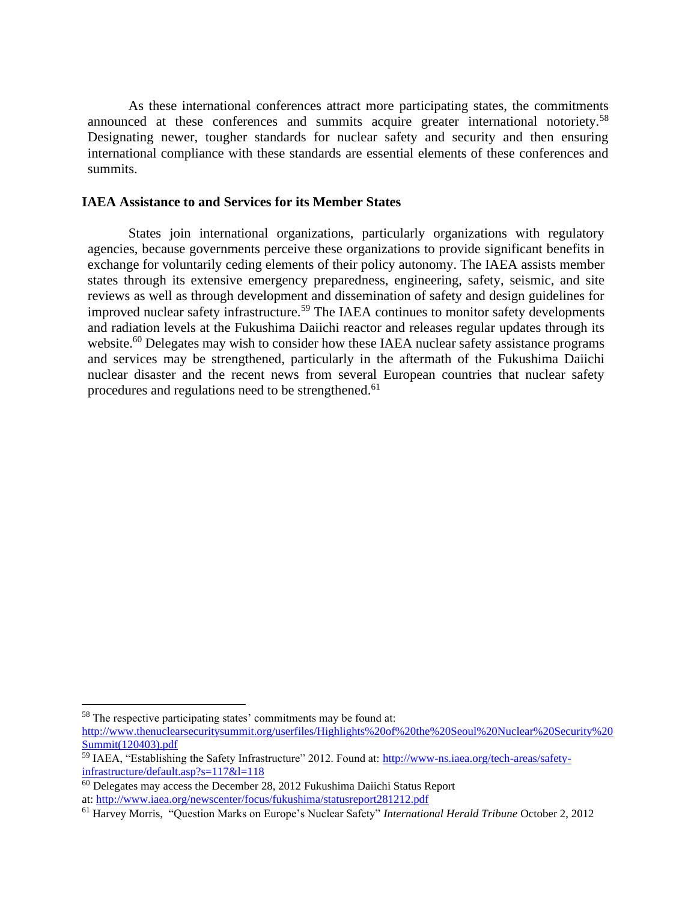As these international conferences attract more participating states, the commitments announced at these conferences and summits acquire greater international notoriety.[58] Designating newer, tougher standards for nuclear safety and security and then ensuring international compliance with these standards are essential elements of these conferences and summits.

## IAEA Assistance to and Services for its Member States

States join international organizations, particularly organizations with regulatory agencies, because governments perceive these organizations to provide significant benefits in exchange for voluntarily ceding elements of their policy autonomy. The IAEA assists member states through its extensive emergency preparedness, engineering, safety, seismic, and site reviews as well as through development and dissemination of safety and design guidelines for improved nuclear safety infrastructure.[59] The IAEA continues to monitor safety developments and radiation levels at the Fukushima Daiichi reactor and releases regular updates through its website.[60] Delegates may wish to consider how these IAEA nuclear safety assistance programs and services may be strengthened, particularly in the aftermath of the Fukushima Daiichi nuclear disaster and the recent news from several European countries that nuclear safety procedures and regulations need to be strengthened.[61]

---

[58] The respective participating states' commitments may be found at: http://www.thenuclearsecuritysummit.org/userfiles/Highlights%20of%20the%20Seoul%20Nuclear%20Security%20Summit(120403).pdf

[59] IAEA, "Establishing the Safety Infrastructure" 2012. Found at: http://www-ns.iaea.org/tech-areas/safety-infrastructure/default.asp?s=117&l=118

[60] Delegates may access the December 28, 2012 Fukushima Daiichi Status Report at: http://www.iaea.org/newscenter/focus/fukushima/statusreport281212.pdf

[61] Harvey Morris, "Question Marks on Europe's Nuclear Safety" *International Herald Tribune* October 2, 2012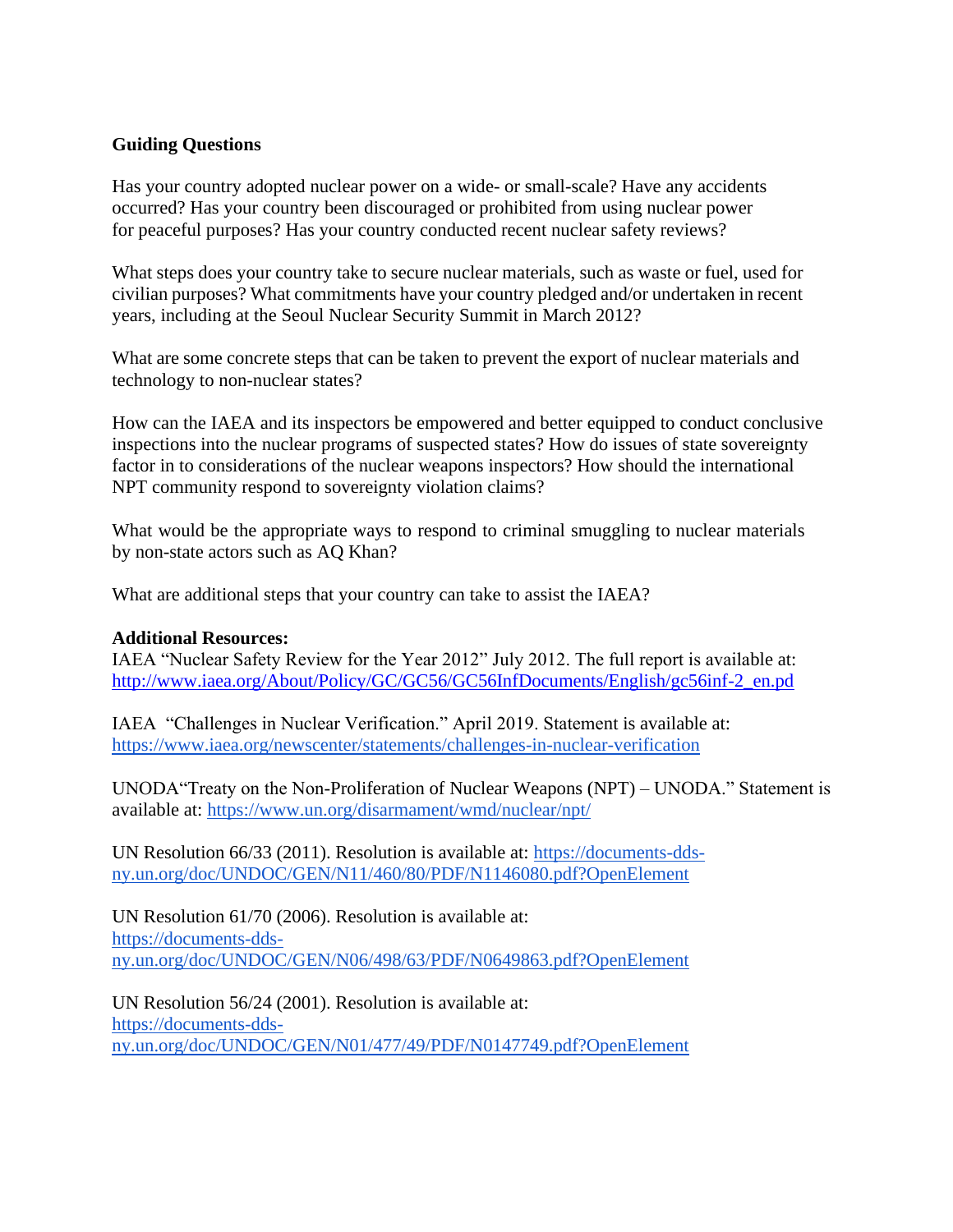**Guiding Questions**

Has your country adopted nuclear power on a wide- or small-scale? Have any accidents occurred? Has your country been discouraged or prohibited from using nuclear power for peaceful purposes? Has your country conducted recent nuclear safety reviews?

What steps does your country take to secure nuclear materials, such as waste or fuel, used for civilian purposes? What commitments have your country pledged and/or undertaken in recent years, including at the Seoul Nuclear Security Summit in March 2012?

What are some concrete steps that can be taken to prevent the export of nuclear materials and technology to non-nuclear states?

How can the IAEA and its inspectors be empowered and better equipped to conduct conclusive inspections into the nuclear programs of suspected states? How do issues of state sovereignty factor in to considerations of the nuclear weapons inspectors? How should the international NPT community respond to sovereignty violation claims?

What would be the appropriate ways to respond to criminal smuggling to nuclear materials by non-state actors such as AQ Khan?

What are additional steps that your country can take to assist the IAEA?

**Additional Resources:**

IAEA "Nuclear Safety Review for the Year 2012" July 2012. The full report is available at: http://www.iaea.org/About/Policy/GC/GC56/GC56InfDocuments/English/gc56inf-2_en.pd

IAEA "Challenges in Nuclear Verification." April 2019. Statement is available at: https://www.iaea.org/newscenter/statements/challenges-in-nuclear-verification

UNODA"Treaty on the Non-Proliferation of Nuclear Weapons (NPT) – UNODA." Statement is available at: https://www.un.org/disarmament/wmd/nuclear/npt/

UN Resolution 66/33 (2011). Resolution is available at: https://documents-dds-ny.un.org/doc/UNDOC/GEN/N11/460/80/PDF/N1146080.pdf?OpenElement

UN Resolution 61/70 (2006). Resolution is available at: https://documents-dds-ny.un.org/doc/UNDOC/GEN/N06/498/63/PDF/N0649863.pdf?OpenElement

UN Resolution 56/24 (2001). Resolution is available at: https://documents-dds-ny.un.org/doc/UNDOC/GEN/N01/477/49/PDF/N0147749.pdf?OpenElement